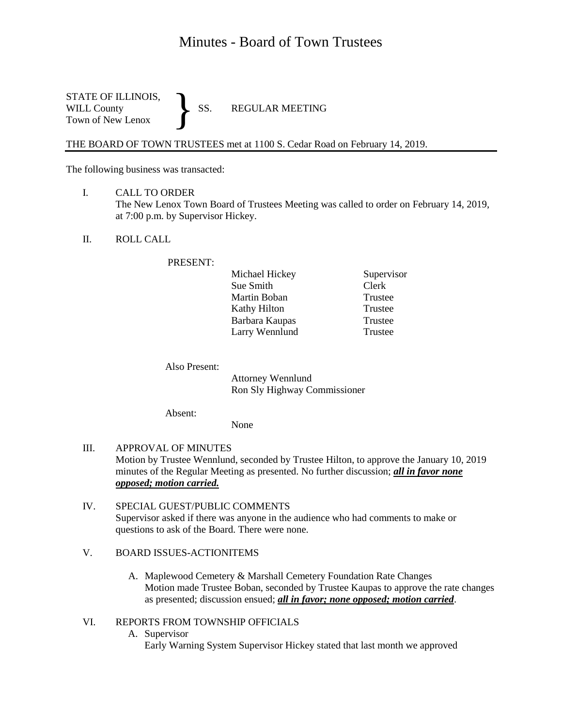# Minutes - Board of Town Trustees

STATE OF ILLINOIS,
WILL County } SS. REGULAR MEETING
Town of New Lenox

THE BOARD OF TOWN TRUSTEES met at 1100 S. Cedar Road on February 14, 2019.

The following business was transacted:

I. CALL TO ORDER
The New Lenox Town Board of Trustees Meeting was called to order on February 14, 2019, at 7:00 p.m. by Supervisor Hickey.

II. ROLL CALL

PRESENT:

| | |
|---|---|
| Michael Hickey | Supervisor |
| Sue Smith | Clerk |
| Martin Boban | Trustee |
| Kathy Hilton | Trustee |
| Barbara Kaupas | Trustee |
| Larry Wennlund | Trustee |

Also Present:
Attorney Wennlund
Ron Sly Highway Commissioner

Absent:
None

III. APPROVAL OF MINUTES
Motion by Trustee Wennlund, seconded by Trustee Hilton, to approve the January 10, 2019 minutes of the Regular Meeting as presented. No further discussion; ***<u>all in favor none opposed; motion carried.</u>***

IV. SPECIAL GUEST/PUBLIC COMMENTS
Supervisor asked if there was anyone in the audience who had comments to make or questions to ask of the Board. There were none.

V. BOARD ISSUES-ACTIONITEMS

A. Maplewood Cemetery & Marshall Cemetery Foundation Rate Changes
Motion made Trustee Boban, seconded by Trustee Kaupas to approve the rate changes as presented; discussion ensued; ***<u>all in favor; none opposed; motion carried</u>***.

VI. REPORTS FROM TOWNSHIP OFFICIALS

A. Supervisor
Early Warning System Supervisor Hickey stated that last month we approved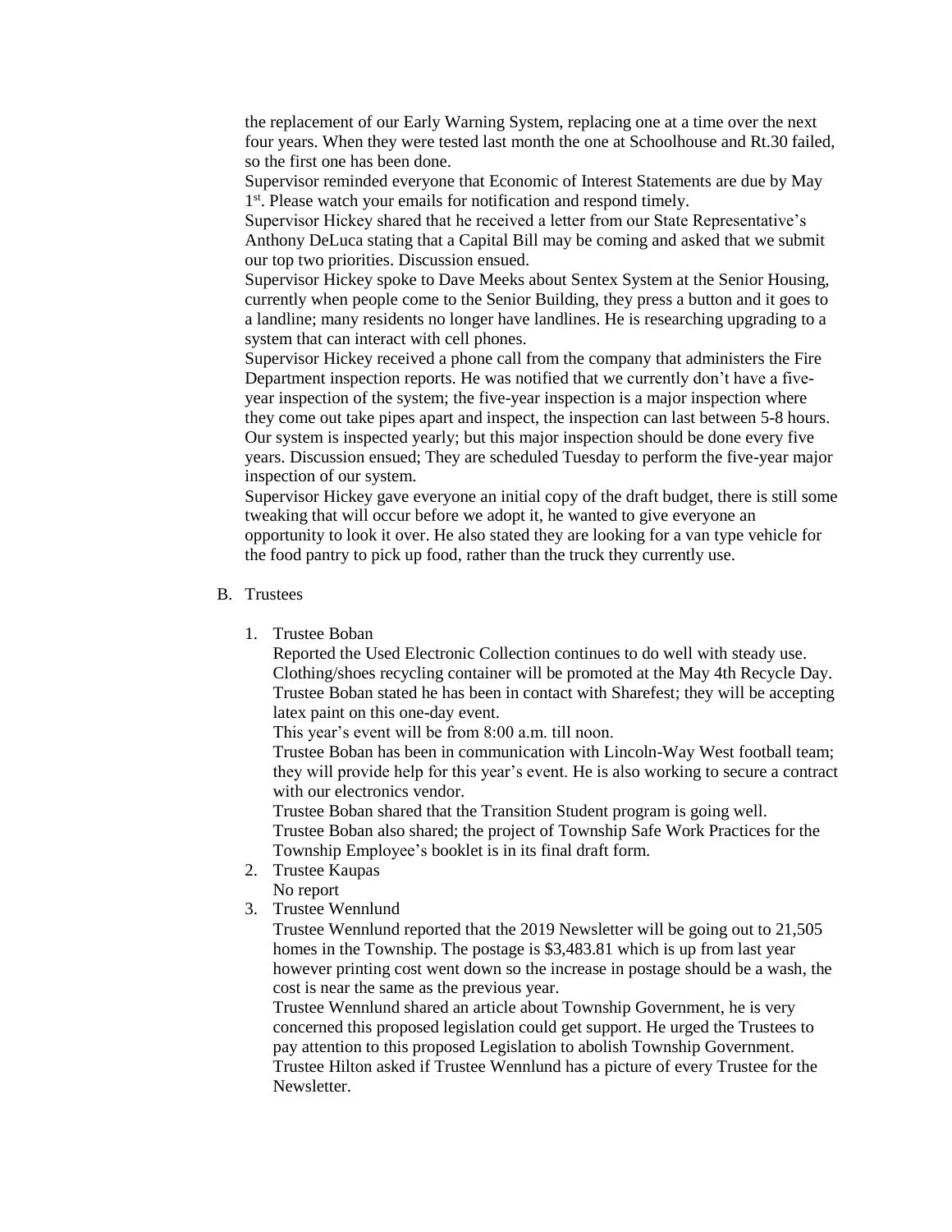the replacement of our Early Warning System, replacing one at a time over the next four years. When they were tested last month the one at Schoolhouse and Rt.30 failed, so the first one has been done.

Supervisor reminded everyone that Economic of Interest Statements are due by May 1st. Please watch your emails for notification and respond timely.

Supervisor Hickey shared that he received a letter from our State Representative's Anthony DeLuca stating that a Capital Bill may be coming and asked that we submit our top two priorities. Discussion ensued.

Supervisor Hickey spoke to Dave Meeks about Sentex System at the Senior Housing, currently when people come to the Senior Building, they press a button and it goes to a landline; many residents no longer have landlines. He is researching upgrading to a system that can interact with cell phones.

Supervisor Hickey received a phone call from the company that administers the Fire Department inspection reports. He was notified that we currently don't have a five-year inspection of the system; the five-year inspection is a major inspection where they come out take pipes apart and inspect, the inspection can last between 5-8 hours. Our system is inspected yearly; but this major inspection should be done every five years. Discussion ensued; They are scheduled Tuesday to perform the five-year major inspection of our system.

Supervisor Hickey gave everyone an initial copy of the draft budget, there is still some tweaking that will occur before we adopt it, he wanted to give everyone an opportunity to look it over. He also stated they are looking for a van type vehicle for the food pantry to pick up food, rather than the truck they currently use.

B. Trustees

1. Trustee Boban

   Reported the Used Electronic Collection continues to do well with steady use. Clothing/shoes recycling container will be promoted at the May 4th Recycle Day. Trustee Boban stated he has been in contact with Sharefest; they will be accepting latex paint on this one-day event.

   This year's event will be from 8:00 a.m. till noon.

   Trustee Boban has been in communication with Lincoln-Way West football team; they will provide help for this year's event. He is also working to secure a contract with our electronics vendor.

   Trustee Boban shared that the Transition Student program is going well.

   Trustee Boban also shared; the project of Township Safe Work Practices for the Township Employee's booklet is in its final draft form.

2. Trustee Kaupas

   No report

3. Trustee Wennlund

   Trustee Wennlund reported that the 2019 Newsletter will be going out to 21,505 homes in the Township. The postage is $3,483.81 which is up from last year however printing cost went down so the increase in postage should be a wash, the cost is near the same as the previous year.

   Trustee Wennlund shared an article about Township Government, he is very concerned this proposed legislation could get support. He urged the Trustees to pay attention to this proposed Legislation to abolish Township Government.

   Trustee Hilton asked if Trustee Wennlund has a picture of every Trustee for the Newsletter.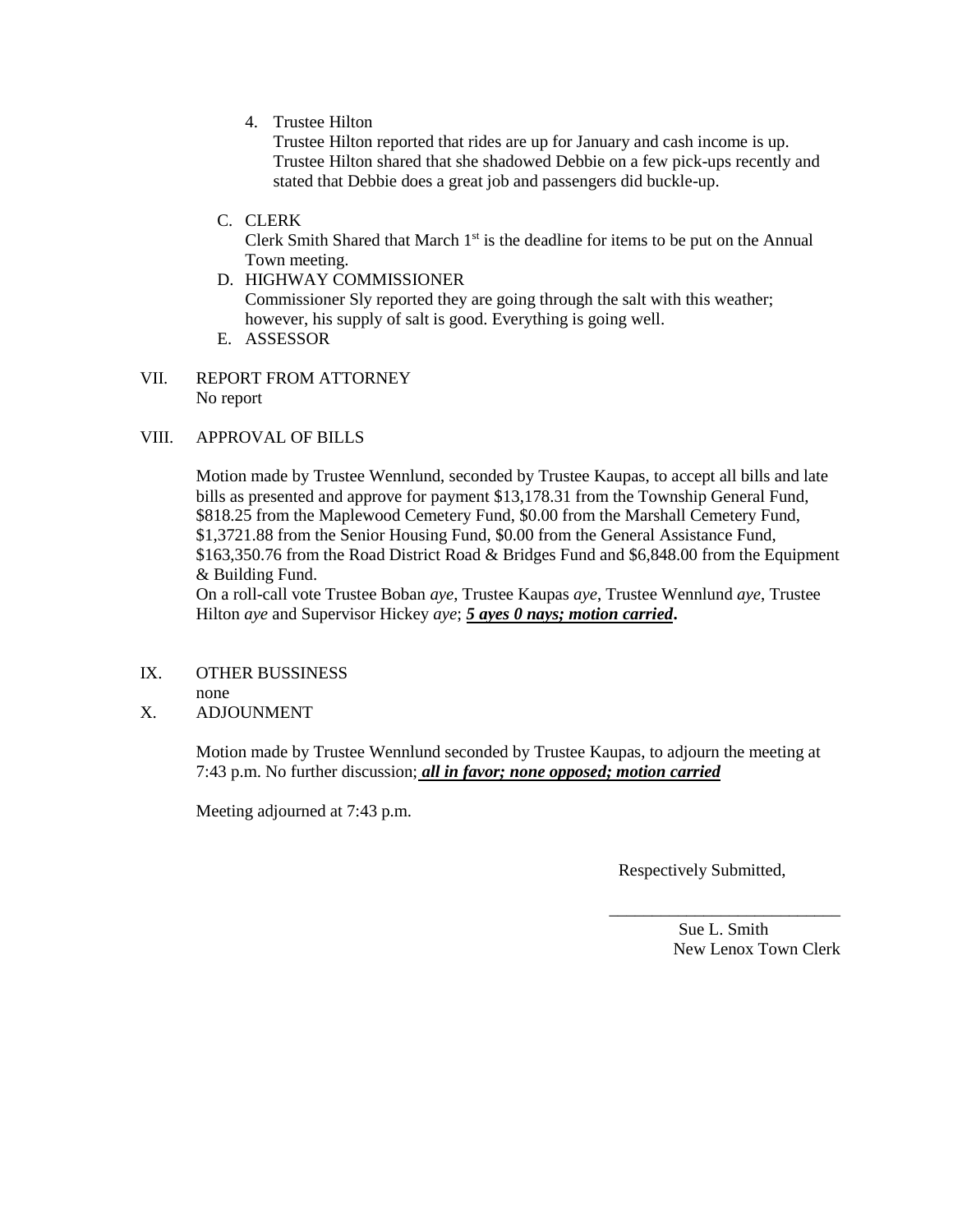4. Trustee Hilton
   Trustee Hilton reported that rides are up for January and cash income is up. Trustee Hilton shared that she shadowed Debbie on a few pick-ups recently and stated that Debbie does a great job and passengers did buckle-up.

C. CLERK
   Clerk Smith Shared that March 1st is the deadline for items to be put on the Annual Town meeting.

D. HIGHWAY COMMISSIONER
   Commissioner Sly reported they are going through the salt with this weather; however, his supply of salt is good. Everything is going well.

E. ASSESSOR

VII. REPORT FROM ATTORNEY
   No report

VIII. APPROVAL OF BILLS

Motion made by Trustee Wennlund, seconded by Trustee Kaupas, to accept all bills and late bills as presented and approve for payment $13,178.31 from the Township General Fund, $818.25 from the Maplewood Cemetery Fund, $0.00 from the Marshall Cemetery Fund, $1,3721.88 from the Senior Housing Fund, $0.00 from the General Assistance Fund, $163,350.76 from the Road District Road & Bridges Fund and $6,848.00 from the Equipment & Building Fund.
On a roll-call vote Trustee Boban *aye,* Trustee Kaupas *aye*, Trustee Wennlund *aye*, Trustee Hilton *aye* and Supervisor Hickey *aye*; ***5 ayes 0 nays; motion carried*.**

IX. OTHER BUSSINESS
   none

X. ADJOUNMENT

Motion made by Trustee Wennlund seconded by Trustee Kaupas, to adjourn the meeting at 7:43 p.m. No further discussion; ***all in favor; none opposed; motion carried***

Meeting adjourned at 7:43 p.m.

Respectively Submitted,

___________________________
Sue L. Smith
New Lenox Town Clerk